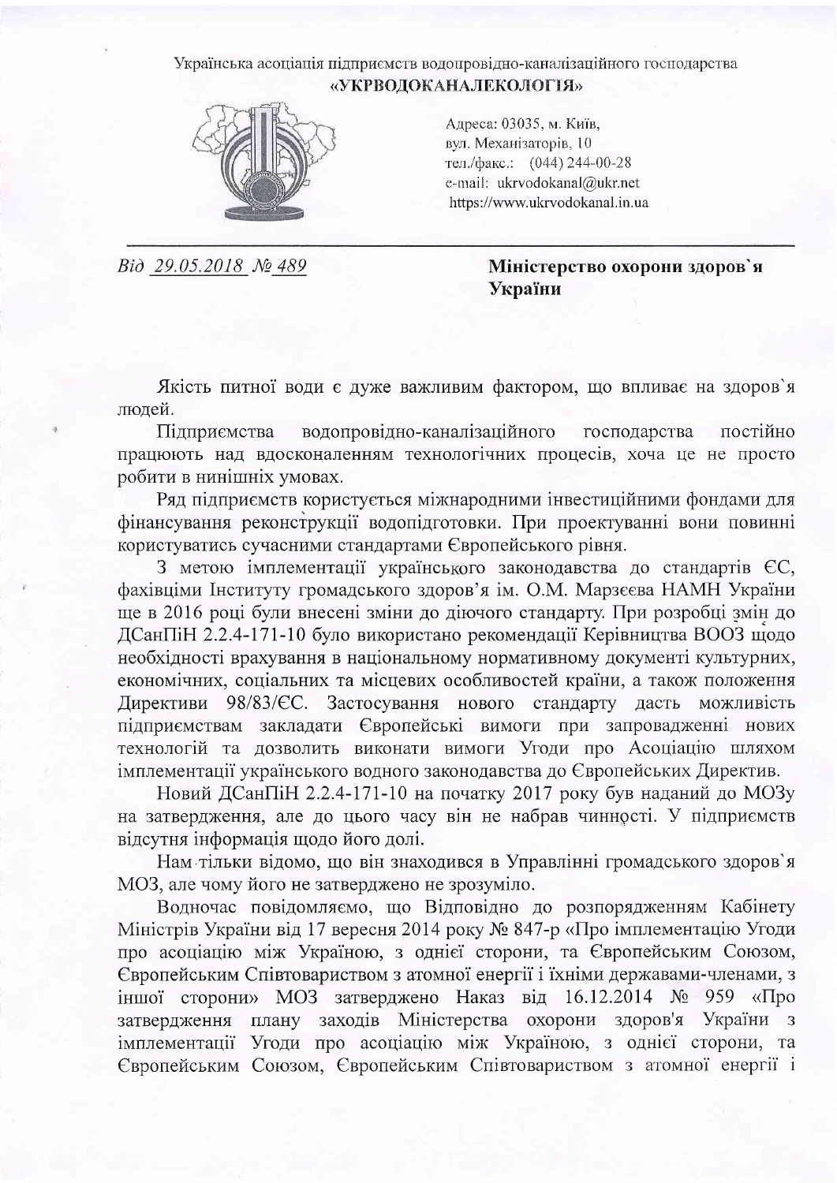Українська асоціація підприємств водопровідно-каналізаційного господарства

**«УКРВОДОКАНАЛЕКОЛОГІЯ»**

Адреса: 03035, м. Київ,
вул. Механізаторів, 10
тел./факс.: (044) 244-00-28
e-mail: ukrvodokanal@ukr.net
https://www.ukrvodokanal.in.ua

*Від 29.05.2018 № 489*

**Міністерство охорони здоров`я України**

Якість питної води є дуже важливим фактором, що впливає на здоров`я людей.

Підприємства водопровідно-каналізаційного господарства постійно працюють над вдосконаленням технологічних процесів, хоча це не просто робити в нинішніх умовах.

Ряд підприємств користується міжнародними інвестиційними фондами для фінансування реконструкції водопідготовки. При проектуванні вони повинні користуватись сучасними стандартами Європейського рівня.

З метою імплементації українського законодавства до стандартів ЄС, фахівцями Інституту громадського здоров'я ім. О.М. Марзєєва НАМН України ще в 2016 році були внесені зміни до діючого стандарту. При розробці змін до ДСанПіН 2.2.4-171-10 було використано рекомендації Керівництва ВООЗ щодо необхідності врахування в національному нормативному документі культурних, економічних, соціальних та місцевих особливостей країни, а також положення Директиви 98/83/ЄС. Застосування нового стандарту дасть можливість підприємствам закладати Європейські вимоги при запровадженні нових технологій та дозволить виконати вимоги Угоди про Асоціацію шляхом імплементації українського водного законодавства до Європейських Директив.

Новий ДСанПіН 2.2.4-171-10 на початку 2017 року був наданий до МОЗу на затвердження, але до цього часу він не набрав чинності. У підприємств відсутня інформація щодо його долі.

Нам тільки відомо, що він знаходився в Управлінні громадського здоров`я МОЗ, але чому його не затверджено не зрозуміло.

Водночас повідомляємо, що Відповідно до розпорядженням Кабінету Міністрів України від 17 вересня 2014 року № 847-р «Про імплементацію Угоди про асоціацію між Україною, з однієї сторони, та Європейським Союзом, Європейським Співтовариством з атомної енергії і їхніми державами-членами, з іншої сторони» МОЗ затверджено Наказ від 16.12.2014 № 959 «Про затвердження плану заходів Міністерства охорони здоров'я України з імплементації Угоди про асоціацію між Україною, з однієї сторони, та Європейським Союзом, Європейським Співтовариством з атомної енергії і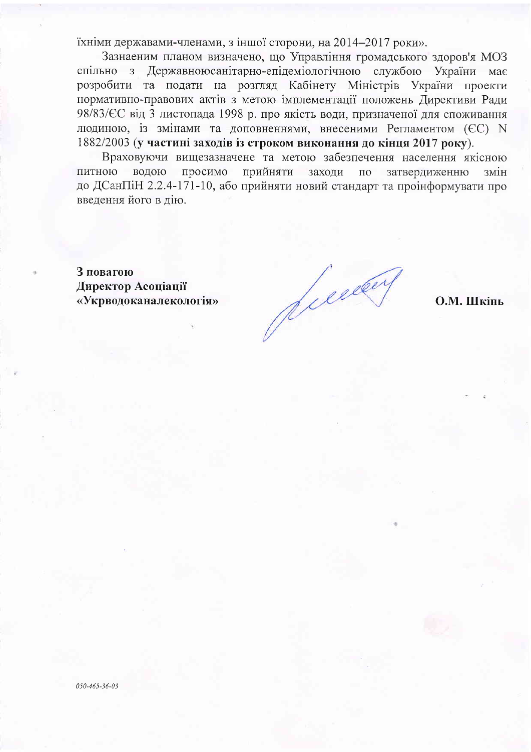їхніми державами-членами, з іншої сторони, на 2014–2017 роки».

Зазнаеним планом визначено, що Управління громадського здоров'я МОЗ спільно з Державноюсанітарно-епідеміологічною службою України має розробити та подати на розгляд Кабінету Міністрів України проекти нормативно-правових актів з метою імплементації положень Директиви Ради 98/83/ЄС від 3 листопада 1998 р. про якість води, призначеної для споживання людиною, із змінами та доповненнями, внесеними Регламентом (ЄС) N 1882/2003 (**у частині заходів із строком виконання до кінця 2017 року**).

Враховуючи вищезазначене та метою забезпечення населення якісною питною водою просимо прийняти заходи по затвердиженню змін до ДСанПіН 2.2.4-171-10, або прийняти новий стандарт та проінформувати про введення його в дію.

**З повагою**
**Директор Асоціації**
**«Укрводоканалекологія»** **О.М. Шкінь**

*050-465-36-03*